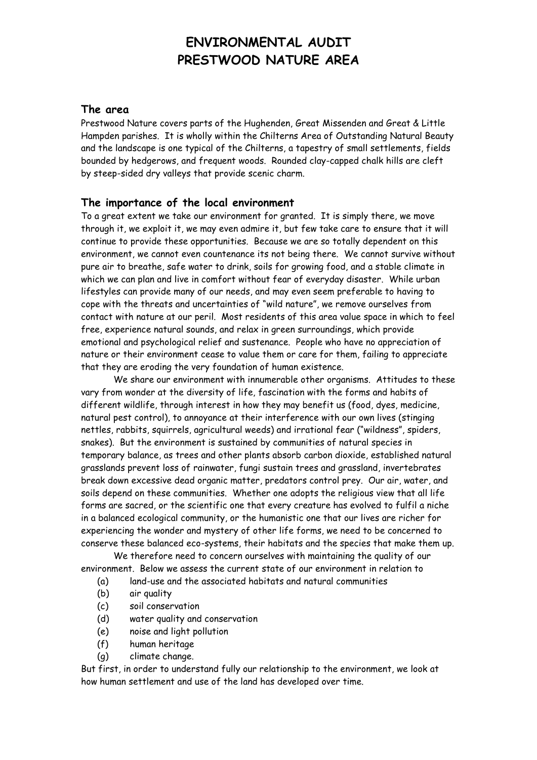# ENVIRONMENTAL AUDIT
# PRESTWOOD NATURE AREA

## The area

Prestwood Nature covers parts of the Hughenden, Great Missenden and Great & Little Hampden parishes. It is wholly within the Chilterns Area of Outstanding Natural Beauty and the landscape is one typical of the Chilterns, a tapestry of small settlements, fields bounded by hedgerows, and frequent woods. Rounded clay-capped chalk hills are cleft by steep-sided dry valleys that provide scenic charm.

## The importance of the local environment

To a great extent we take our environment for granted. It is simply there, we move through it, we exploit it, we may even admire it, but few take care to ensure that it will continue to provide these opportunities. Because we are so totally dependent on this environment, we cannot even countenance its not being there. We cannot survive without pure air to breathe, safe water to drink, soils for growing food, and a stable climate in which we can plan and live in comfort without fear of everyday disaster. While urban lifestyles can provide many of our needs, and may even seem preferable to having to cope with the threats and uncertainties of "wild nature", we remove ourselves from contact with nature at our peril. Most residents of this area value space in which to feel free, experience natural sounds, and relax in green surroundings, which provide emotional and psychological relief and sustenance. People who have no appreciation of nature or their environment cease to value them or care for them, failing to appreciate that they are eroding the very foundation of human existence.

We share our environment with innumerable other organisms. Attitudes to these vary from wonder at the diversity of life, fascination with the forms and habits of different wildlife, through interest in how they may benefit us (food, dyes, medicine, natural pest control), to annoyance at their interference with our own lives (stinging nettles, rabbits, squirrels, agricultural weeds) and irrational fear ("wildness", spiders, snakes). But the environment is sustained by communities of natural species in temporary balance, as trees and other plants absorb carbon dioxide, established natural grasslands prevent loss of rainwater, fungi sustain trees and grassland, invertebrates break down excessive dead organic matter, predators control prey. Our air, water, and soils depend on these communities. Whether one adopts the religious view that all life forms are sacred, or the scientific one that every creature has evolved to fulfil a niche in a balanced ecological community, or the humanistic one that our lives are richer for experiencing the wonder and mystery of other life forms, we need to be concerned to conserve these balanced eco-systems, their habitats and the species that make them up.

We therefore need to concern ourselves with maintaining the quality of our environment. Below we assess the current state of our environment in relation to

- (a) land-use and the associated habitats and natural communities
- (b) air quality
- (c) soil conservation
- (d) water quality and conservation
- (e) noise and light pollution
- (f) human heritage
- (g) climate change.

But first, in order to understand fully our relationship to the environment, we look at how human settlement and use of the land has developed over time.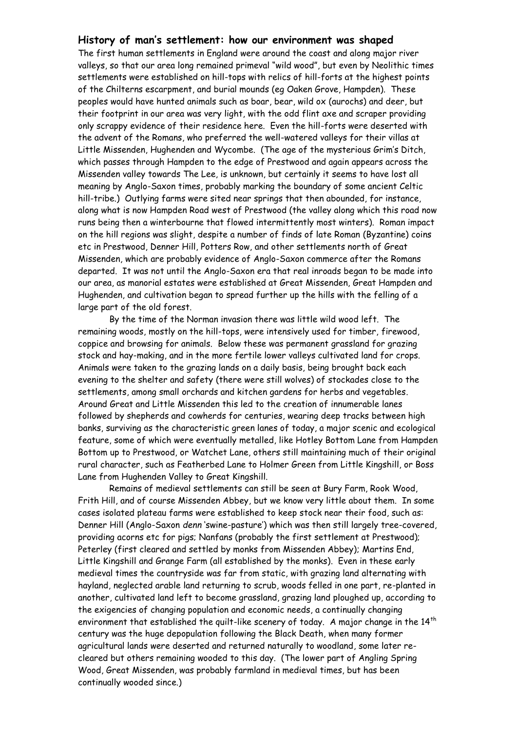## History of man's settlement: how our environment was shaped

The first human settlements in England were around the coast and along major river valleys, so that our area long remained primeval "wild wood", but even by Neolithic times settlements were established on hill-tops with relics of hill-forts at the highest points of the Chilterns escarpment, and burial mounds (eg Oaken Grove, Hampden). These peoples would have hunted animals such as boar, bear, wild ox (aurochs) and deer, but their footprint in our area was very light, with the odd flint axe and scraper providing only scrappy evidence of their residence here. Even the hill-forts were deserted with the advent of the Romans, who preferred the well-watered valleys for their villas at Little Missenden, Hughenden and Wycombe. (The age of the mysterious Grim's Ditch, which passes through Hampden to the edge of Prestwood and again appears across the Missenden valley towards The Lee, is unknown, but certainly it seems to have lost all meaning by Anglo-Saxon times, probably marking the boundary of some ancient Celtic hill-tribe.) Outlying farms were sited near springs that then abounded, for instance, along what is now Hampden Road west of Prestwood (the valley along which this road now runs being then a winterbourne that flowed intermittently most winters). Roman impact on the hill regions was slight, despite a number of finds of late Roman (Byzantine) coins etc in Prestwood, Denner Hill, Potters Row, and other settlements north of Great Missenden, which are probably evidence of Anglo-Saxon commerce after the Romans departed. It was not until the Anglo-Saxon era that real inroads began to be made into our area, as manorial estates were established at Great Missenden, Great Hampden and Hughenden, and cultivation began to spread further up the hills with the felling of a large part of the old forest.

By the time of the Norman invasion there was little wild wood left. The remaining woods, mostly on the hill-tops, were intensively used for timber, firewood, coppice and browsing for animals. Below these was permanent grassland for grazing stock and hay-making, and in the more fertile lower valleys cultivated land for crops. Animals were taken to the grazing lands on a daily basis, being brought back each evening to the shelter and safety (there were still wolves) of stockades close to the settlements, among small orchards and kitchen gardens for herbs and vegetables. Around Great and Little Missenden this led to the creation of innumerable lanes followed by shepherds and cowherds for centuries, wearing deep tracks between high banks, surviving as the characteristic green lanes of today, a major scenic and ecological feature, some of which were eventually metalled, like Hotley Bottom Lane from Hampden Bottom up to Prestwood, or Watchet Lane, others still maintaining much of their original rural character, such as Featherbed Lane to Holmer Green from Little Kingshill, or Boss Lane from Hughenden Valley to Great Kingshill.

Remains of medieval settlements can still be seen at Bury Farm, Rook Wood, Frith Hill, and of course Missenden Abbey, but we know very little about them. In some cases isolated plateau farms were established to keep stock near their food, such as: Denner Hill (Anglo-Saxon *denn* 'swine-pasture') which was then still largely tree-covered, providing acorns etc for pigs; Nanfans (probably the first settlement at Prestwood); Peterley (first cleared and settled by monks from Missenden Abbey); Martins End, Little Kingshill and Grange Farm (all established by the monks). Even in these early medieval times the countryside was far from static, with grazing land alternating with hayland, neglected arable land returning to scrub, woods felled in one part, re-planted in another, cultivated land left to become grassland, grazing land ploughed up, according to the exigencies of changing population and economic needs, a continually changing environment that established the quilt-like scenery of today. A major change in the 14th century was the huge depopulation following the Black Death, when many former agricultural lands were deserted and returned naturally to woodland, some later re-cleared but others remaining wooded to this day. (The lower part of Angling Spring Wood, Great Missenden, was probably farmland in medieval times, but has been continually wooded since.)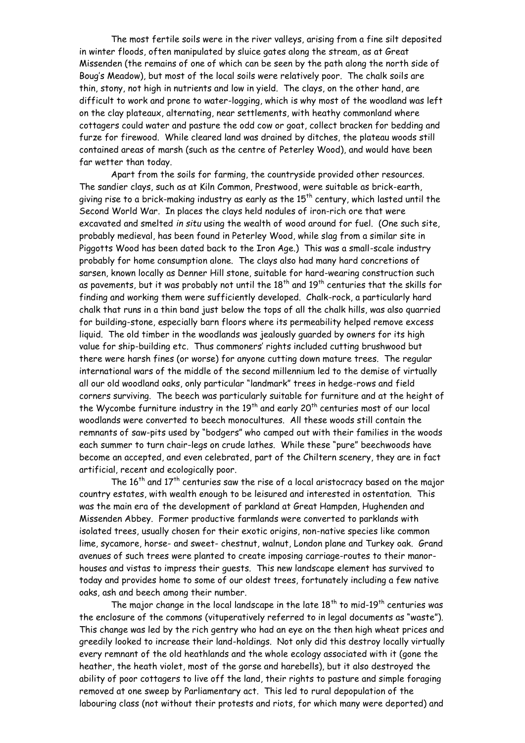The most fertile soils were in the river valleys, arising from a fine silt deposited in winter floods, often manipulated by sluice gates along the stream, as at Great Missenden (the remains of one of which can be seen by the path along the north side of Boug's Meadow), but most of the local soils were relatively poor. The chalk soils are thin, stony, not high in nutrients and low in yield. The clays, on the other hand, are difficult to work and prone to water-logging, which is why most of the woodland was left on the clay plateaux, alternating, near settlements, with heathy commonland where cottagers could water and pasture the odd cow or goat, collect bracken for bedding and furze for firewood. While cleared land was drained by ditches, the plateau woods still contained areas of marsh (such as the centre of Peterley Wood), and would have been far wetter than today.

Apart from the soils for farming, the countryside provided other resources. The sandier clays, such as at Kiln Common, Prestwood, were suitable as brick-earth, giving rise to a brick-making industry as early as the 15th century, which lasted until the Second World War. In places the clays held nodules of iron-rich ore that were excavated and smelted *in situ* using the wealth of wood around for fuel. (One such site, probably medieval, has been found in Peterley Wood, while slag from a similar site in Piggotts Wood has been dated back to the Iron Age.) This was a small-scale industry probably for home consumption alone. The clays also had many hard concretions of sarsen, known locally as Denner Hill stone, suitable for hard-wearing construction such as pavements, but it was probably not until the 18th and 19th centuries that the skills for finding and working them were sufficiently developed. Chalk-rock, a particularly hard chalk that runs in a thin band just below the tops of all the chalk hills, was also quarried for building-stone, especially barn floors where its permeability helped remove excess liquid. The old timber in the woodlands was jealously guarded by owners for its high value for ship-building etc. Thus commoners' rights included cutting brushwood but there were harsh fines (or worse) for anyone cutting down mature trees. The regular international wars of the middle of the second millennium led to the demise of virtually all our old woodland oaks, only particular "landmark" trees in hedge-rows and field corners surviving. The beech was particularly suitable for furniture and at the height of the Wycombe furniture industry in the 19th and early 20th centuries most of our local woodlands were converted to beech monocultures. All these woods still contain the remnants of saw-pits used by "bodgers" who camped out with their families in the woods each summer to turn chair-legs on crude lathes. While these "pure" beechwoods have become an accepted, and even celebrated, part of the Chiltern scenery, they are in fact artificial, recent and ecologically poor.

The 16th and 17th centuries saw the rise of a local aristocracy based on the major country estates, with wealth enough to be leisured and interested in ostentation. This was the main era of the development of parkland at Great Hampden, Hughenden and Missenden Abbey. Former productive farmlands were converted to parklands with isolated trees, usually chosen for their exotic origins, non-native species like common lime, sycamore, horse- and sweet- chestnut, walnut, London plane and Turkey oak. Grand avenues of such trees were planted to create imposing carriage-routes to their manor-houses and vistas to impress their guests. This new landscape element has survived to today and provides home to some of our oldest trees, fortunately including a few native oaks, ash and beech among their number.

The major change in the local landscape in the late 18th to mid-19th centuries was the enclosure of the commons (vituperatively referred to in legal documents as "waste"). This change was led by the rich gentry who had an eye on the then high wheat prices and greedily looked to increase their land-holdings. Not only did this destroy locally virtually every remnant of the old heathlands and the whole ecology associated with it (gone the heather, the heath violet, most of the gorse and harebells), but it also destroyed the ability of poor cottagers to live off the land, their rights to pasture and simple foraging removed at one sweep by Parliamentary act. This led to rural depopulation of the labouring class (not without their protests and riots, for which many were deported) and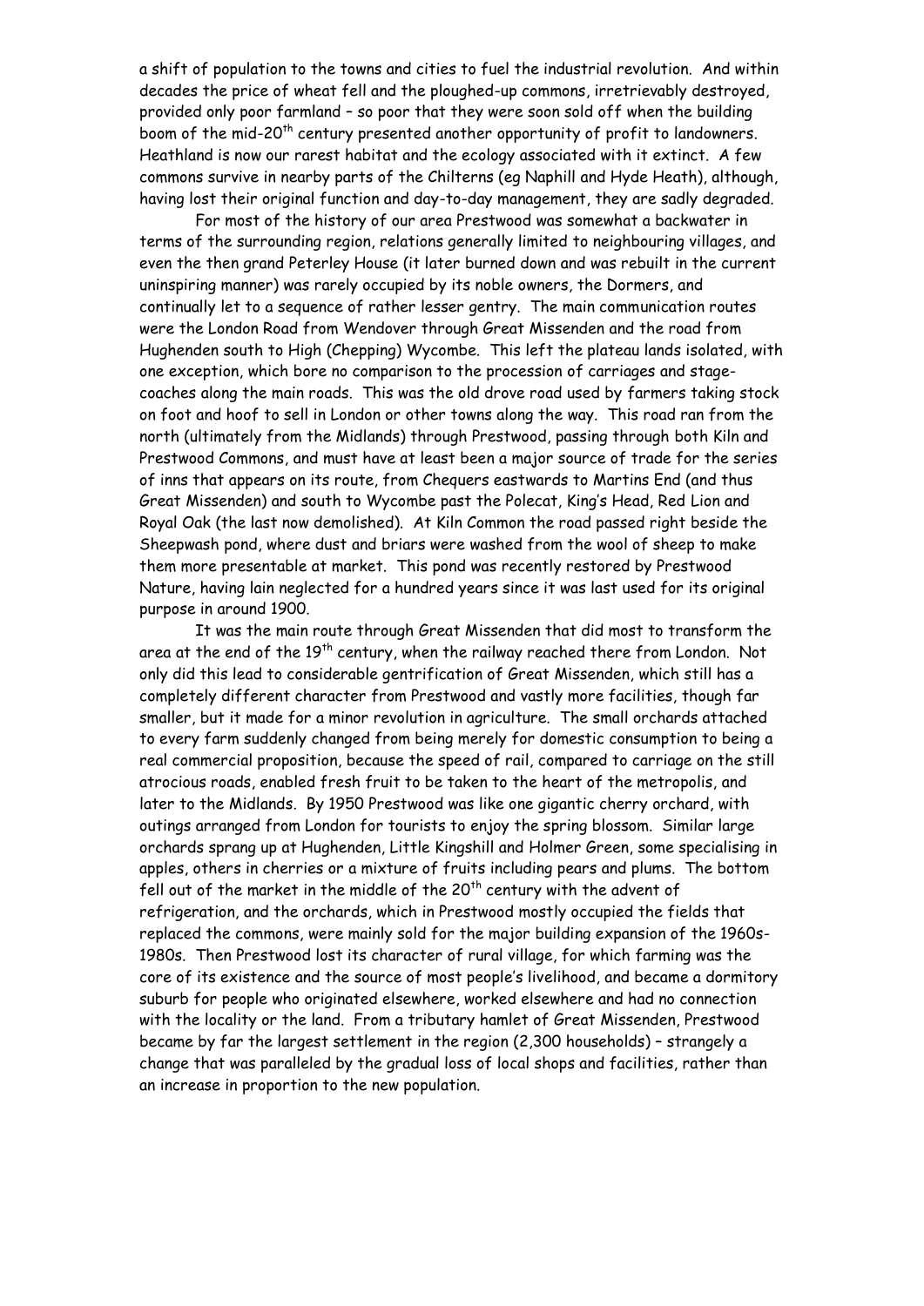a shift of population to the towns and cities to fuel the industrial revolution. And within decades the price of wheat fell and the ploughed-up commons, irretrievably destroyed, provided only poor farmland – so poor that they were soon sold off when the building boom of the mid-20th century presented another opportunity of profit to landowners. Heathland is now our rarest habitat and the ecology associated with it extinct. A few commons survive in nearby parts of the Chilterns (eg Naphill and Hyde Heath), although, having lost their original function and day-to-day management, they are sadly degraded.

For most of the history of our area Prestwood was somewhat a backwater in terms of the surrounding region, relations generally limited to neighbouring villages, and even the then grand Peterley House (it later burned down and was rebuilt in the current uninspiring manner) was rarely occupied by its noble owners, the Dormers, and continually let to a sequence of rather lesser gentry. The main communication routes were the London Road from Wendover through Great Missenden and the road from Hughenden south to High (Chepping) Wycombe. This left the plateau lands isolated, with one exception, which bore no comparison to the procession of carriages and stage-coaches along the main roads. This was the old drove road used by farmers taking stock on foot and hoof to sell in London or other towns along the way. This road ran from the north (ultimately from the Midlands) through Prestwood, passing through both Kiln and Prestwood Commons, and must have at least been a major source of trade for the series of inns that appears on its route, from Chequers eastwards to Martins End (and thus Great Missenden) and south to Wycombe past the Polecat, King's Head, Red Lion and Royal Oak (the last now demolished). At Kiln Common the road passed right beside the Sheepwash pond, where dust and briars were washed from the wool of sheep to make them more presentable at market. This pond was recently restored by Prestwood Nature, having lain neglected for a hundred years since it was last used for its original purpose in around 1900.

It was the main route through Great Missenden that did most to transform the area at the end of the 19th century, when the railway reached there from London. Not only did this lead to considerable gentrification of Great Missenden, which still has a completely different character from Prestwood and vastly more facilities, though far smaller, but it made for a minor revolution in agriculture. The small orchards attached to every farm suddenly changed from being merely for domestic consumption to being a real commercial proposition, because the speed of rail, compared to carriage on the still atrocious roads, enabled fresh fruit to be taken to the heart of the metropolis, and later to the Midlands. By 1950 Prestwood was like one gigantic cherry orchard, with outings arranged from London for tourists to enjoy the spring blossom. Similar large orchards sprang up at Hughenden, Little Kingshill and Holmer Green, some specialising in apples, others in cherries or a mixture of fruits including pears and plums. The bottom fell out of the market in the middle of the 20th century with the advent of refrigeration, and the orchards, which in Prestwood mostly occupied the fields that replaced the commons, were mainly sold for the major building expansion of the 1960s-1980s. Then Prestwood lost its character of rural village, for which farming was the core of its existence and the source of most people's livelihood, and became a dormitory suburb for people who originated elsewhere, worked elsewhere and had no connection with the locality or the land. From a tributary hamlet of Great Missenden, Prestwood became by far the largest settlement in the region (2,300 households) – strangely a change that was paralleled by the gradual loss of local shops and facilities, rather than an increase in proportion to the new population.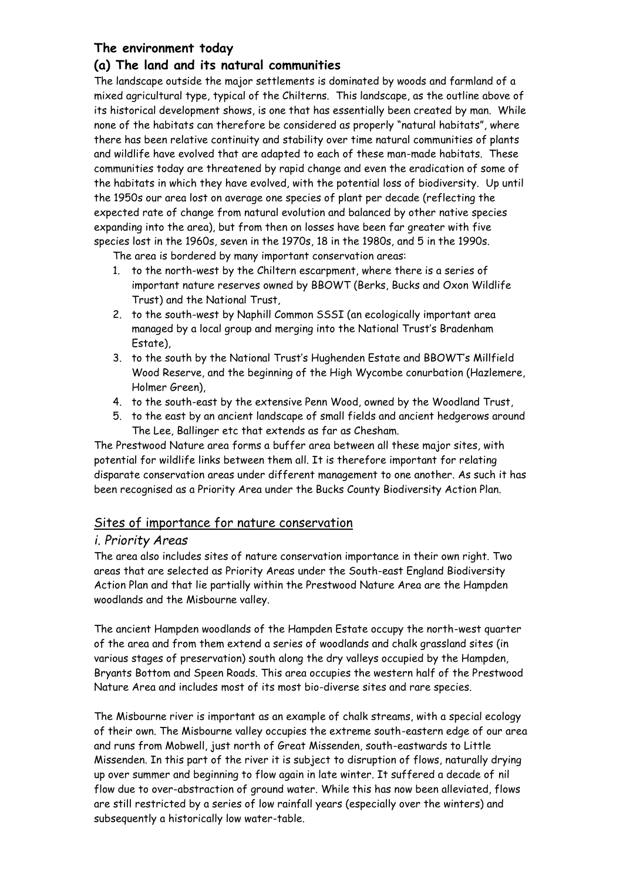## The environment today

### (a) The land and its natural communities

The landscape outside the major settlements is dominated by woods and farmland of a mixed agricultural type, typical of the Chilterns. This landscape, as the outline above of its historical development shows, is one that has essentially been created by man. While none of the habitats can therefore be considered as properly "natural habitats", where there has been relative continuity and stability over time natural communities of plants and wildlife have evolved that are adapted to each of these man-made habitats. These communities today are threatened by rapid change and even the eradication of some of the habitats in which they have evolved, with the potential loss of biodiversity. Up until the 1950s our area lost on average one species of plant per decade (reflecting the expected rate of change from natural evolution and balanced by other native species expanding into the area), but from then on losses have been far greater with five species lost in the 1960s, seven in the 1970s, 18 in the 1980s, and 5 in the 1990s.

The area is bordered by many important conservation areas:

1. to the north-west by the Chiltern escarpment, where there is a series of important nature reserves owned by BBOWT (Berks, Bucks and Oxon Wildlife Trust) and the National Trust,
2. to the south-west by Naphill Common SSSI (an ecologically important area managed by a local group and merging into the National Trust's Bradenham Estate),
3. to the south by the National Trust's Hughenden Estate and BBOWT's Millfield Wood Reserve, and the beginning of the High Wycombe conurbation (Hazlemere, Holmer Green),
4. to the south-east by the extensive Penn Wood, owned by the Woodland Trust,
5. to the east by an ancient landscape of small fields and ancient hedgerows around The Lee, Ballinger etc that extends as far as Chesham.

The Prestwood Nature area forms a buffer area between all these major sites, with potential for wildlife links between them all. It is therefore important for relating disparate conservation areas under different management to one another. As such it has been recognised as a Priority Area under the Bucks County Biodiversity Action Plan.

### Sites of importance for nature conservation

#### *i. Priority Areas*

The area also includes sites of nature conservation importance in their own right. Two areas that are selected as Priority Areas under the South-east England Biodiversity Action Plan and that lie partially within the Prestwood Nature Area are the Hampden woodlands and the Misbourne valley.

The ancient Hampden woodlands of the Hampden Estate occupy the north-west quarter of the area and from them extend a series of woodlands and chalk grassland sites (in various stages of preservation) south along the dry valleys occupied by the Hampden, Bryants Bottom and Speen Roads. This area occupies the western half of the Prestwood Nature Area and includes most of its most bio-diverse sites and rare species.

The Misbourne river is important as an example of chalk streams, with a special ecology of their own. The Misbourne valley occupies the extreme south-eastern edge of our area and runs from Mobwell, just north of Great Missenden, south-eastwards to Little Missenden. In this part of the river it is subject to disruption of flows, naturally drying up over summer and beginning to flow again in late winter. It suffered a decade of nil flow due to over-abstraction of ground water. While this has now been alleviated, flows are still restricted by a series of low rainfall years (especially over the winters) and subsequently a historically low water-table.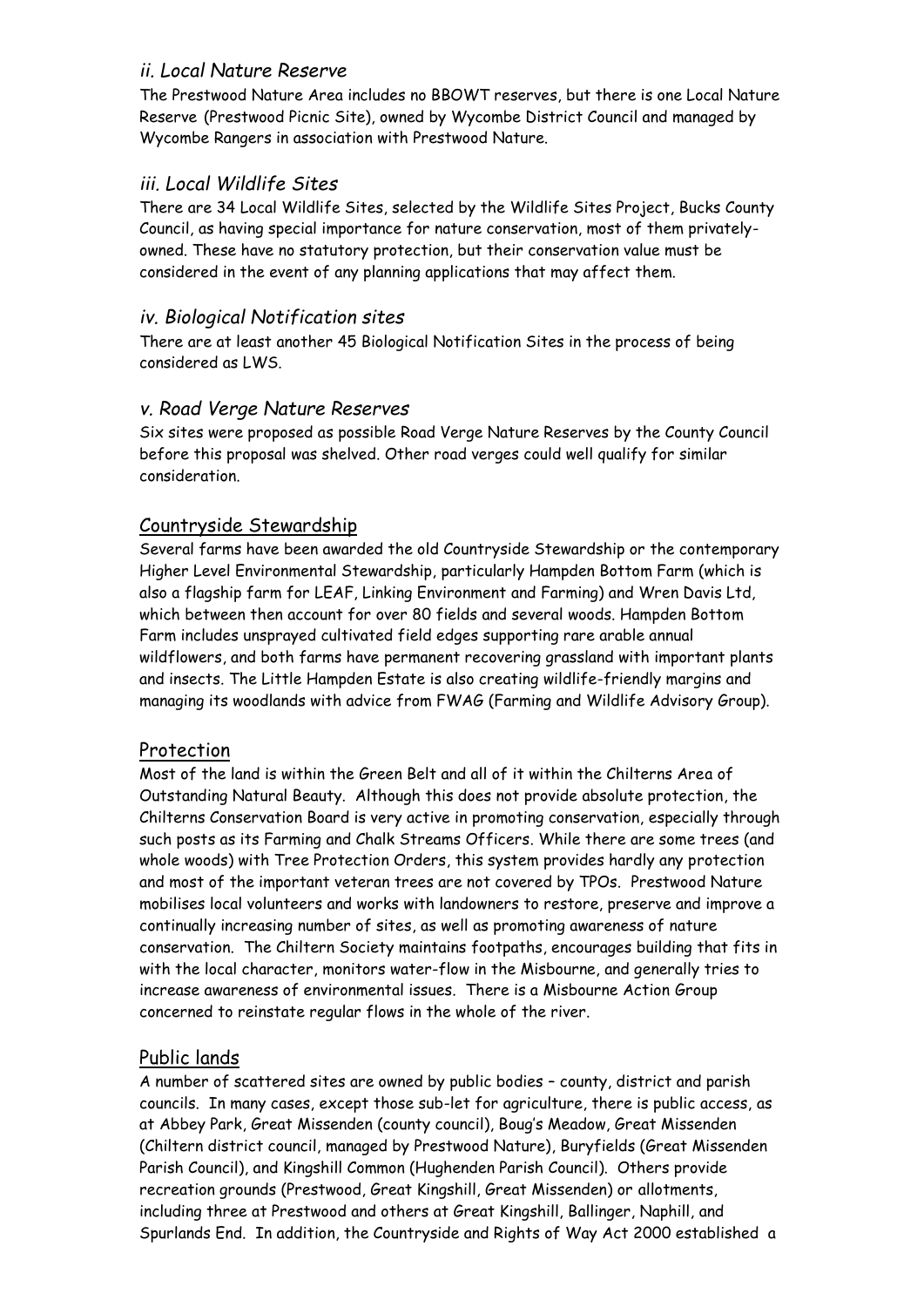### *ii. Local Nature Reserve*

The Prestwood Nature Area includes no BBOWT reserves, but there is one Local Nature Reserve (Prestwood Picnic Site), owned by Wycombe District Council and managed by Wycombe Rangers in association with Prestwood Nature.

### *iii. Local Wildlife Sites*

There are 34 Local Wildlife Sites, selected by the Wildlife Sites Project, Bucks County Council, as having special importance for nature conservation, most of them privately-owned. These have no statutory protection, but their conservation value must be considered in the event of any planning applications that may affect them.

### *iv. Biological Notification sites*

There are at least another 45 Biological Notification Sites in the process of being considered as LWS.

### *v. Road Verge Nature Reserves*

Six sites were proposed as possible Road Verge Nature Reserves by the County Council before this proposal was shelved. Other road verges could well qualify for similar consideration.

## Countryside Stewardship

Several farms have been awarded the old Countryside Stewardship or the contemporary Higher Level Environmental Stewardship, particularly Hampden Bottom Farm (which is also a flagship farm for LEAF, Linking Environment and Farming) and Wren Davis Ltd, which between then account for over 80 fields and several woods. Hampden Bottom Farm includes unsprayed cultivated field edges supporting rare arable annual wildflowers, and both farms have permanent recovering grassland with important plants and insects. The Little Hampden Estate is also creating wildlife-friendly margins and managing its woodlands with advice from FWAG (Farming and Wildlife Advisory Group).

## Protection

Most of the land is within the Green Belt and all of it within the Chilterns Area of Outstanding Natural Beauty. Although this does not provide absolute protection, the Chilterns Conservation Board is very active in promoting conservation, especially through such posts as its Farming and Chalk Streams Officers. While there are some trees (and whole woods) with Tree Protection Orders, this system provides hardly any protection and most of the important veteran trees are not covered by TPOs. Prestwood Nature mobilises local volunteers and works with landowners to restore, preserve and improve a continually increasing number of sites, as well as promoting awareness of nature conservation. The Chiltern Society maintains footpaths, encourages building that fits in with the local character, monitors water-flow in the Misbourne, and generally tries to increase awareness of environmental issues. There is a Misbourne Action Group concerned to reinstate regular flows in the whole of the river.

## Public lands

A number of scattered sites are owned by public bodies – county, district and parish councils. In many cases, except those sub-let for agriculture, there is public access, as at Abbey Park, Great Missenden (county council), Boug's Meadow, Great Missenden (Chiltern district council, managed by Prestwood Nature), Buryfields (Great Missenden Parish Council), and Kingshill Common (Hughenden Parish Council). Others provide recreation grounds (Prestwood, Great Kingshill, Great Missenden) or allotments, including three at Prestwood and others at Great Kingshill, Ballinger, Naphill, and Spurlands End. In addition, the Countryside and Rights of Way Act 2000 established a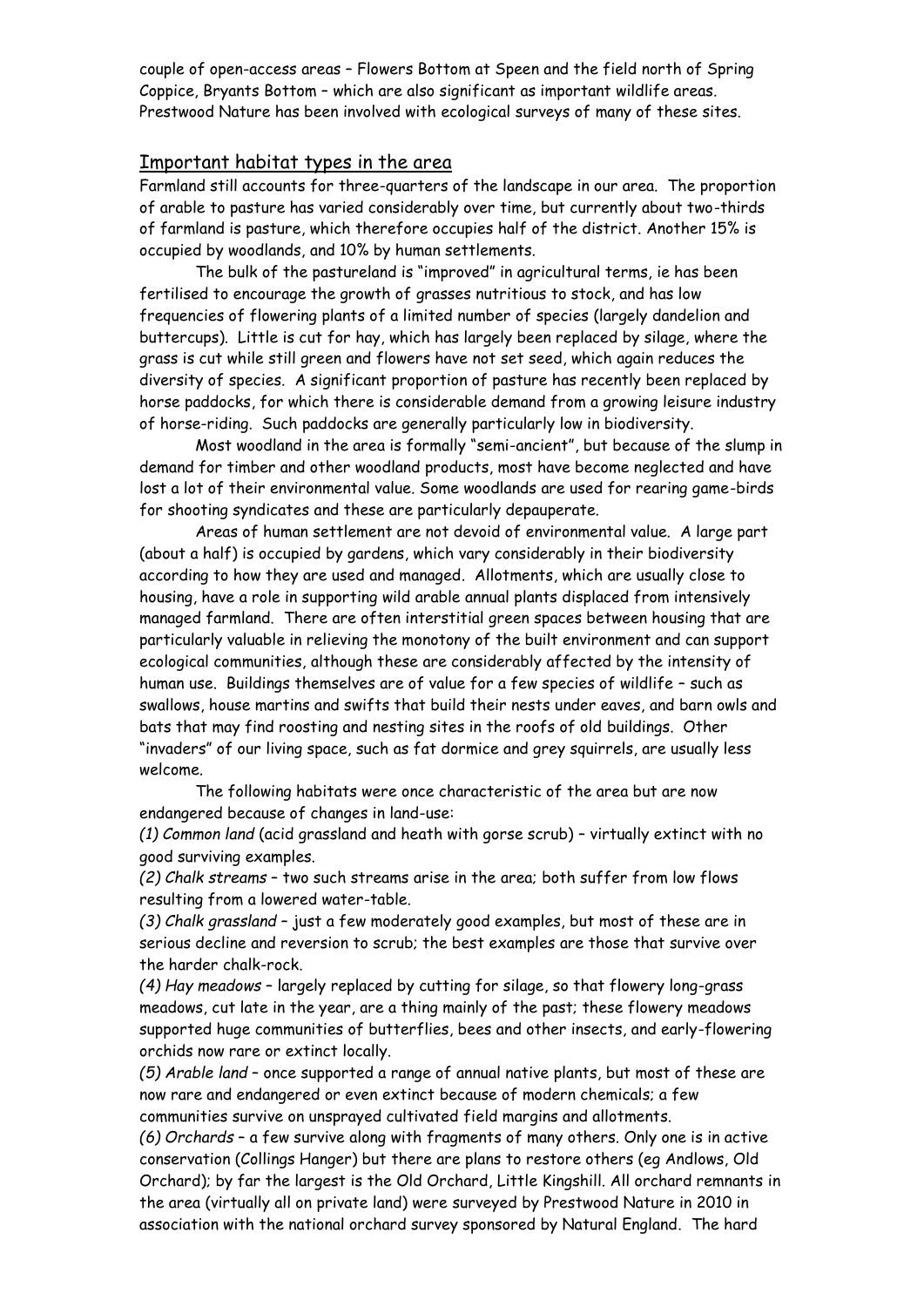couple of open-access areas – Flowers Bottom at Speen and the field north of Spring Coppice, Bryants Bottom – which are also significant as important wildlife areas. Prestwood Nature has been involved with ecological surveys of many of these sites.

## Important habitat types in the area

Farmland still accounts for three-quarters of the landscape in our area. The proportion of arable to pasture has varied considerably over time, but currently about two-thirds of farmland is pasture, which therefore occupies half of the district. Another 15% is occupied by woodlands, and 10% by human settlements.

The bulk of the pastureland is "improved" in agricultural terms, ie has been fertilised to encourage the growth of grasses nutritious to stock, and has low frequencies of flowering plants of a limited number of species (largely dandelion and buttercups). Little is cut for hay, which has largely been replaced by silage, where the grass is cut while still green and flowers have not set seed, which again reduces the diversity of species. A significant proportion of pasture has recently been replaced by horse paddocks, for which there is considerable demand from a growing leisure industry of horse-riding. Such paddocks are generally particularly low in biodiversity.

Most woodland in the area is formally "semi-ancient", but because of the slump in demand for timber and other woodland products, most have become neglected and have lost a lot of their environmental value. Some woodlands are used for rearing game-birds for shooting syndicates and these are particularly depauperate.

Areas of human settlement are not devoid of environmental value. A large part (about a half) is occupied by gardens, which vary considerably in their biodiversity according to how they are used and managed. Allotments, which are usually close to housing, have a role in supporting wild arable annual plants displaced from intensively managed farmland. There are often interstitial green spaces between housing that are particularly valuable in relieving the monotony of the built environment and can support ecological communities, although these are considerably affected by the intensity of human use. Buildings themselves are of value for a few species of wildlife – such as swallows, house martins and swifts that build their nests under eaves, and barn owls and bats that may find roosting and nesting sites in the roofs of old buildings. Other "invaders" of our living space, such as fat dormice and grey squirrels, are usually less welcome.

The following habitats were once characteristic of the area but are now endangered because of changes in land-use:

*(1) Common land* (acid grassland and heath with gorse scrub) – virtually extinct with no good surviving examples.

*(2) Chalk streams* – two such streams arise in the area; both suffer from low flows resulting from a lowered water-table.

*(3) Chalk grassland* – just a few moderately good examples, but most of these are in serious decline and reversion to scrub; the best examples are those that survive over the harder chalk-rock.

*(4) Hay meadows* – largely replaced by cutting for silage, so that flowery long-grass meadows, cut late in the year, are a thing mainly of the past; these flowery meadows supported huge communities of butterflies, bees and other insects, and early-flowering orchids now rare or extinct locally.

*(5) Arable land* – once supported a range of annual native plants, but most of these are now rare and endangered or even extinct because of modern chemicals; a few communities survive on unsprayed cultivated field margins and allotments.

*(6) Orchards* – a few survive along with fragments of many others. Only one is in active conservation (Collings Hanger) but there are plans to restore others (eg Andlows, Old Orchard); by far the largest is the Old Orchard, Little Kingshill. All orchard remnants in the area (virtually all on private land) were surveyed by Prestwood Nature in 2010 in association with the national orchard survey sponsored by Natural England. The hard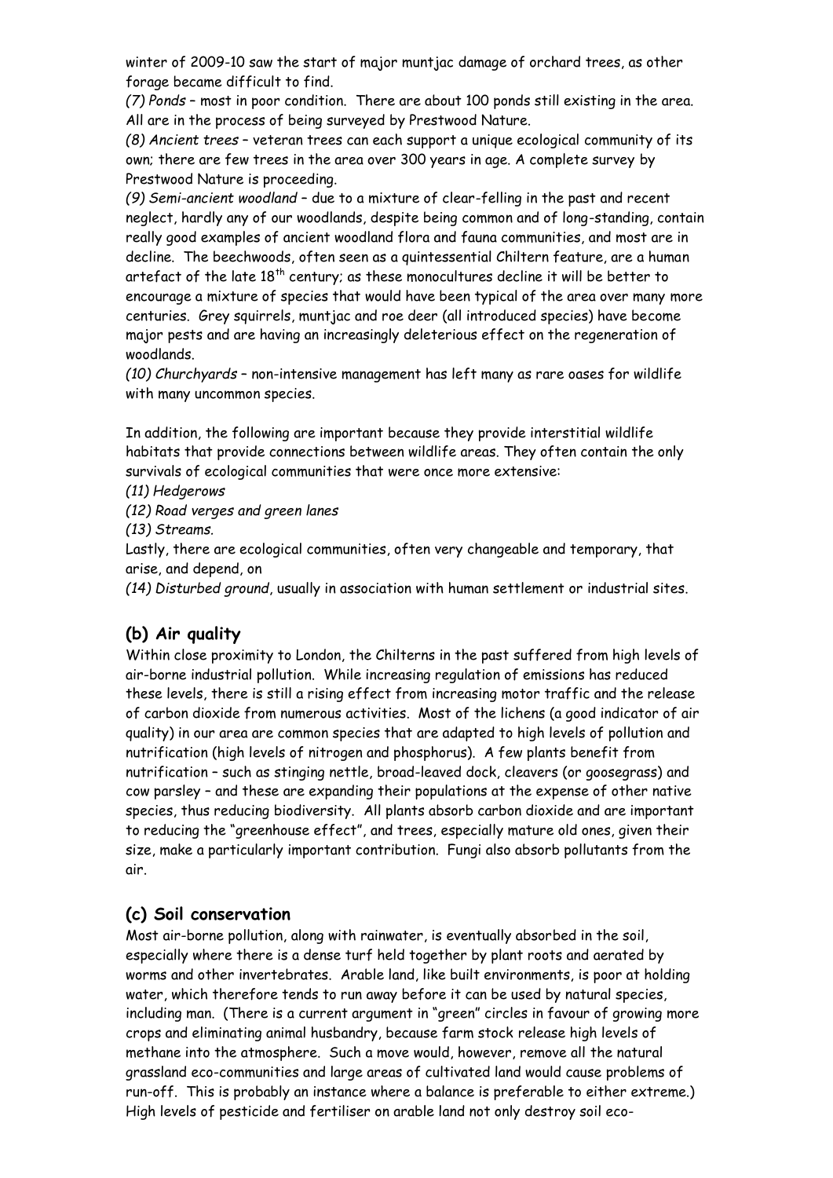winter of 2009-10 saw the start of major muntjac damage of orchard trees, as other forage became difficult to find.

*(7) Ponds* – most in poor condition. There are about 100 ponds still existing in the area. All are in the process of being surveyed by Prestwood Nature.

*(8) Ancient trees* – veteran trees can each support a unique ecological community of its own; there are few trees in the area over 300 years in age. A complete survey by Prestwood Nature is proceeding.

*(9) Semi-ancient woodland* – due to a mixture of clear-felling in the past and recent neglect, hardly any of our woodlands, despite being common and of long-standing, contain really good examples of ancient woodland flora and fauna communities, and most are in decline. The beechwoods, often seen as a quintessential Chiltern feature, are a human artefact of the late 18th century; as these monocultures decline it will be better to encourage a mixture of species that would have been typical of the area over many more centuries. Grey squirrels, muntjac and roe deer (all introduced species) have become major pests and are having an increasingly deleterious effect on the regeneration of woodlands.

*(10) Churchyards* – non-intensive management has left many as rare oases for wildlife with many uncommon species.

In addition, the following are important because they provide interstitial wildlife habitats that provide connections between wildlife areas. They often contain the only survivals of ecological communities that were once more extensive:

*(11) Hedgerows*

*(12) Road verges and green lanes*

*(13) Streams.*

Lastly, there are ecological communities, often very changeable and temporary, that arise, and depend, on

*(14) Disturbed ground*, usually in association with human settlement or industrial sites.

## (b) Air quality

Within close proximity to London, the Chilterns in the past suffered from high levels of air-borne industrial pollution. While increasing regulation of emissions has reduced these levels, there is still a rising effect from increasing motor traffic and the release of carbon dioxide from numerous activities. Most of the lichens (a good indicator of air quality) in our area are common species that are adapted to high levels of pollution and nutrification (high levels of nitrogen and phosphorus). A few plants benefit from nutrification – such as stinging nettle, broad-leaved dock, cleavers (or goosegrass) and cow parsley – and these are expanding their populations at the expense of other native species, thus reducing biodiversity. All plants absorb carbon dioxide and are important to reducing the "greenhouse effect", and trees, especially mature old ones, given their size, make a particularly important contribution. Fungi also absorb pollutants from the air.

## (c) Soil conservation

Most air-borne pollution, along with rainwater, is eventually absorbed in the soil, especially where there is a dense turf held together by plant roots and aerated by worms and other invertebrates. Arable land, like built environments, is poor at holding water, which therefore tends to run away before it can be used by natural species, including man. (There is a current argument in "green" circles in favour of growing more crops and eliminating animal husbandry, because farm stock release high levels of methane into the atmosphere. Such a move would, however, remove all the natural grassland eco-communities and large areas of cultivated land would cause problems of run-off. This is probably an instance where a balance is preferable to either extreme.) High levels of pesticide and fertiliser on arable land not only destroy soil eco-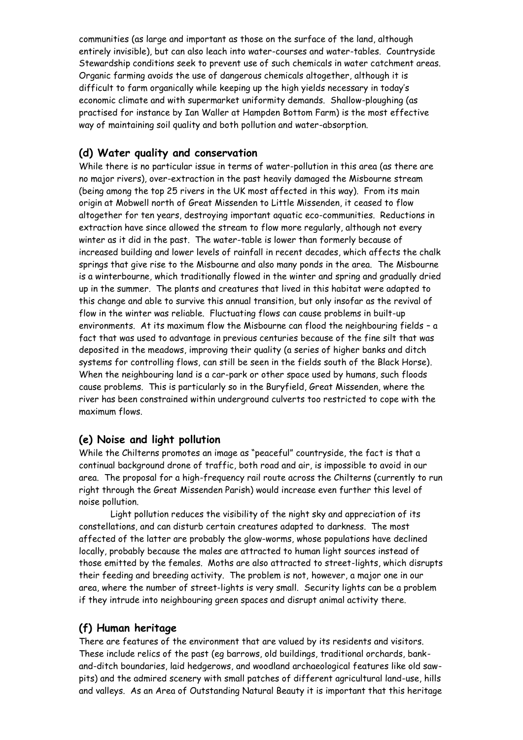communities (as large and important as those on the surface of the land, although entirely invisible), but can also leach into water-courses and water-tables. Countryside Stewardship conditions seek to prevent use of such chemicals in water catchment areas. Organic farming avoids the use of dangerous chemicals altogether, although it is difficult to farm organically while keeping up the high yields necessary in today's economic climate and with supermarket uniformity demands. Shallow-ploughing (as practised for instance by Ian Waller at Hampden Bottom Farm) is the most effective way of maintaining soil quality and both pollution and water-absorption.

### (d) Water quality and conservation

While there is no particular issue in terms of water-pollution in this area (as there are no major rivers), over-extraction in the past heavily damaged the Misbourne stream (being among the top 25 rivers in the UK most affected in this way). From its main origin at Mobwell north of Great Missenden to Little Missenden, it ceased to flow altogether for ten years, destroying important aquatic eco-communities. Reductions in extraction have since allowed the stream to flow more regularly, although not every winter as it did in the past. The water-table is lower than formerly because of increased building and lower levels of rainfall in recent decades, which affects the chalk springs that give rise to the Misbourne and also many ponds in the area. The Misbourne is a winterbourne, which traditionally flowed in the winter and spring and gradually dried up in the summer. The plants and creatures that lived in this habitat were adapted to this change and able to survive this annual transition, but only insofar as the revival of flow in the winter was reliable. Fluctuating flows can cause problems in built-up environments. At its maximum flow the Misbourne can flood the neighbouring fields – a fact that was used to advantage in previous centuries because of the fine silt that was deposited in the meadows, improving their quality (a series of higher banks and ditch systems for controlling flows, can still be seen in the fields south of the Black Horse). When the neighbouring land is a car-park or other space used by humans, such floods cause problems. This is particularly so in the Buryfield, Great Missenden, where the river has been constrained within underground culverts too restricted to cope with the maximum flows.

### (e) Noise and light pollution

While the Chilterns promotes an image as "peaceful" countryside, the fact is that a continual background drone of traffic, both road and air, is impossible to avoid in our area. The proposal for a high-frequency rail route across the Chilterns (currently to run right through the Great Missenden Parish) would increase even further this level of noise pollution.

Light pollution reduces the visibility of the night sky and appreciation of its constellations, and can disturb certain creatures adapted to darkness. The most affected of the latter are probably the glow-worms, whose populations have declined locally, probably because the males are attracted to human light sources instead of those emitted by the females. Moths are also attracted to street-lights, which disrupts their feeding and breeding activity. The problem is not, however, a major one in our area, where the number of street-lights is very small. Security lights can be a problem if they intrude into neighbouring green spaces and disrupt animal activity there.

### (f) Human heritage

There are features of the environment that are valued by its residents and visitors. These include relics of the past (eg barrows, old buildings, traditional orchards, bank-and-ditch boundaries, laid hedgerows, and woodland archaeological features like old saw-pits) and the admired scenery with small patches of different agricultural land-use, hills and valleys. As an Area of Outstanding Natural Beauty it is important that this heritage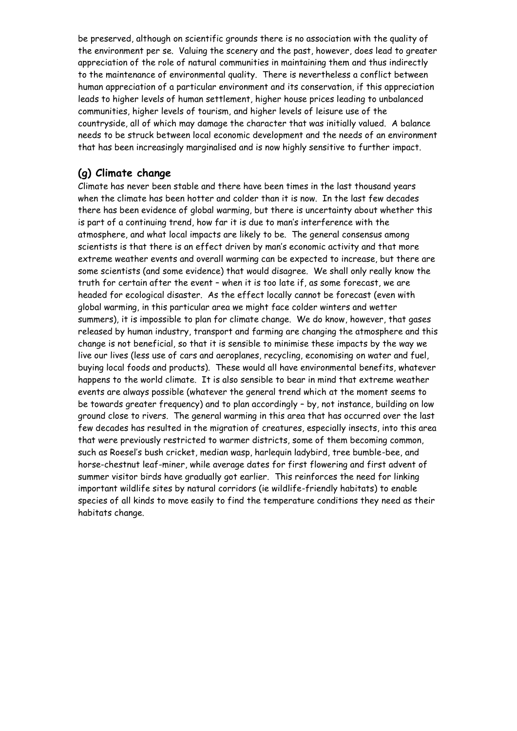be preserved, although on scientific grounds there is no association with the quality of the environment per se. Valuing the scenery and the past, however, does lead to greater appreciation of the role of natural communities in maintaining them and thus indirectly to the maintenance of environmental quality. There is nevertheless a conflict between human appreciation of a particular environment and its conservation, if this appreciation leads to higher levels of human settlement, higher house prices leading to unbalanced communities, higher levels of tourism, and higher levels of leisure use of the countryside, all of which may damage the character that was initially valued. A balance needs to be struck between local economic development and the needs of an environment that has been increasingly marginalised and is now highly sensitive to further impact.

## (g) Climate change

Climate has never been stable and there have been times in the last thousand years when the climate has been hotter and colder than it is now. In the last few decades there has been evidence of global warming, but there is uncertainty about whether this is part of a continuing trend, how far it is due to man's interference with the atmosphere, and what local impacts are likely to be. The general consensus among scientists is that there is an effect driven by man's economic activity and that more extreme weather events and overall warming can be expected to increase, but there are some scientists (and some evidence) that would disagree. We shall only really know the truth for certain after the event – when it is too late if, as some forecast, we are headed for ecological disaster. As the effect locally cannot be forecast (even with global warming, in this particular area we might face colder winters and wetter summers), it is impossible to plan for climate change. We do know, however, that gases released by human industry, transport and farming are changing the atmosphere and this change is not beneficial, so that it is sensible to minimise these impacts by the way we live our lives (less use of cars and aeroplanes, recycling, economising on water and fuel, buying local foods and products). These would all have environmental benefits, whatever happens to the world climate. It is also sensible to bear in mind that extreme weather events are always possible (whatever the general trend which at the moment seems to be towards greater frequency) and to plan accordingly – by, not instance, building on low ground close to rivers. The general warming in this area that has occurred over the last few decades has resulted in the migration of creatures, especially insects, into this area that were previously restricted to warmer districts, some of them becoming common, such as Roesel's bush cricket, median wasp, harlequin ladybird, tree bumble-bee, and horse-chestnut leaf-miner, while average dates for first flowering and first advent of summer visitor birds have gradually got earlier. This reinforces the need for linking important wildlife sites by natural corridors (ie wildlife-friendly habitats) to enable species of all kinds to move easily to find the temperature conditions they need as their habitats change.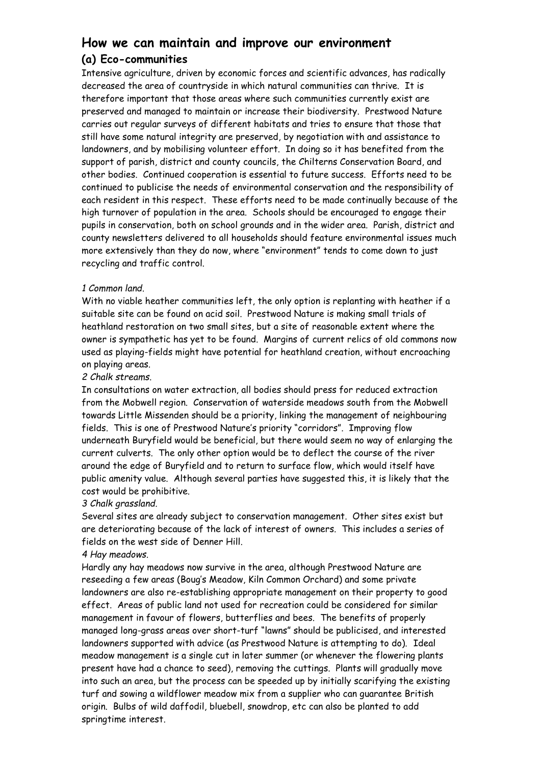## How we can maintain and improve our environment

### (a) Eco-communities

Intensive agriculture, driven by economic forces and scientific advances, has radically decreased the area of countryside in which natural communities can thrive. It is therefore important that those areas where such communities currently exist are preserved and managed to maintain or increase their biodiversity. Prestwood Nature carries out regular surveys of different habitats and tries to ensure that those that still have some natural integrity are preserved, by negotiation with and assistance to landowners, and by mobilising volunteer effort. In doing so it has benefited from the support of parish, district and county councils, the Chilterns Conservation Board, and other bodies. Continued cooperation is essential to future success. Efforts need to be continued to publicise the needs of environmental conservation and the responsibility of each resident in this respect. These efforts need to be made continually because of the high turnover of population in the area. Schools should be encouraged to engage their pupils in conservation, both on school grounds and in the wider area. Parish, district and county newsletters delivered to all households should feature environmental issues much more extensively than they do now, where "environment" tends to come down to just recycling and traffic control.

*1 Common land.*

With no viable heather communities left, the only option is replanting with heather if a suitable site can be found on acid soil. Prestwood Nature is making small trials of heathland restoration on two small sites, but a site of reasonable extent where the owner is sympathetic has yet to be found. Margins of current relics of old commons now used as playing-fields might have potential for heathland creation, without encroaching on playing areas.

*2 Chalk streams.*

In consultations on water extraction, all bodies should press for reduced extraction from the Mobwell region. Conservation of waterside meadows south from the Mobwell towards Little Missenden should be a priority, linking the management of neighbouring fields. This is one of Prestwood Nature's priority "corridors". Improving flow underneath Buryfield would be beneficial, but there would seem no way of enlarging the current culverts. The only other option would be to deflect the course of the river around the edge of Buryfield and to return to surface flow, which would itself have public amenity value. Although several parties have suggested this, it is likely that the cost would be prohibitive.

*3 Chalk grassland.*

Several sites are already subject to conservation management. Other sites exist but are deteriorating because of the lack of interest of owners. This includes a series of fields on the west side of Denner Hill.

*4 Hay meadows.*

Hardly any hay meadows now survive in the area, although Prestwood Nature are reseeding a few areas (Boug's Meadow, Kiln Common Orchard) and some private landowners are also re-establishing appropriate management on their property to good effect. Areas of public land not used for recreation could be considered for similar management in favour of flowers, butterflies and bees. The benefits of properly managed long-grass areas over short-turf "lawns" should be publicised, and interested landowners supported with advice (as Prestwood Nature is attempting to do). Ideal meadow management is a single cut in later summer (or whenever the flowering plants present have had a chance to seed), removing the cuttings. Plants will gradually move into such an area, but the process can be speeded up by initially scarifying the existing turf and sowing a wildflower meadow mix from a supplier who can guarantee British origin. Bulbs of wild daffodil, bluebell, snowdrop, etc can also be planted to add springtime interest.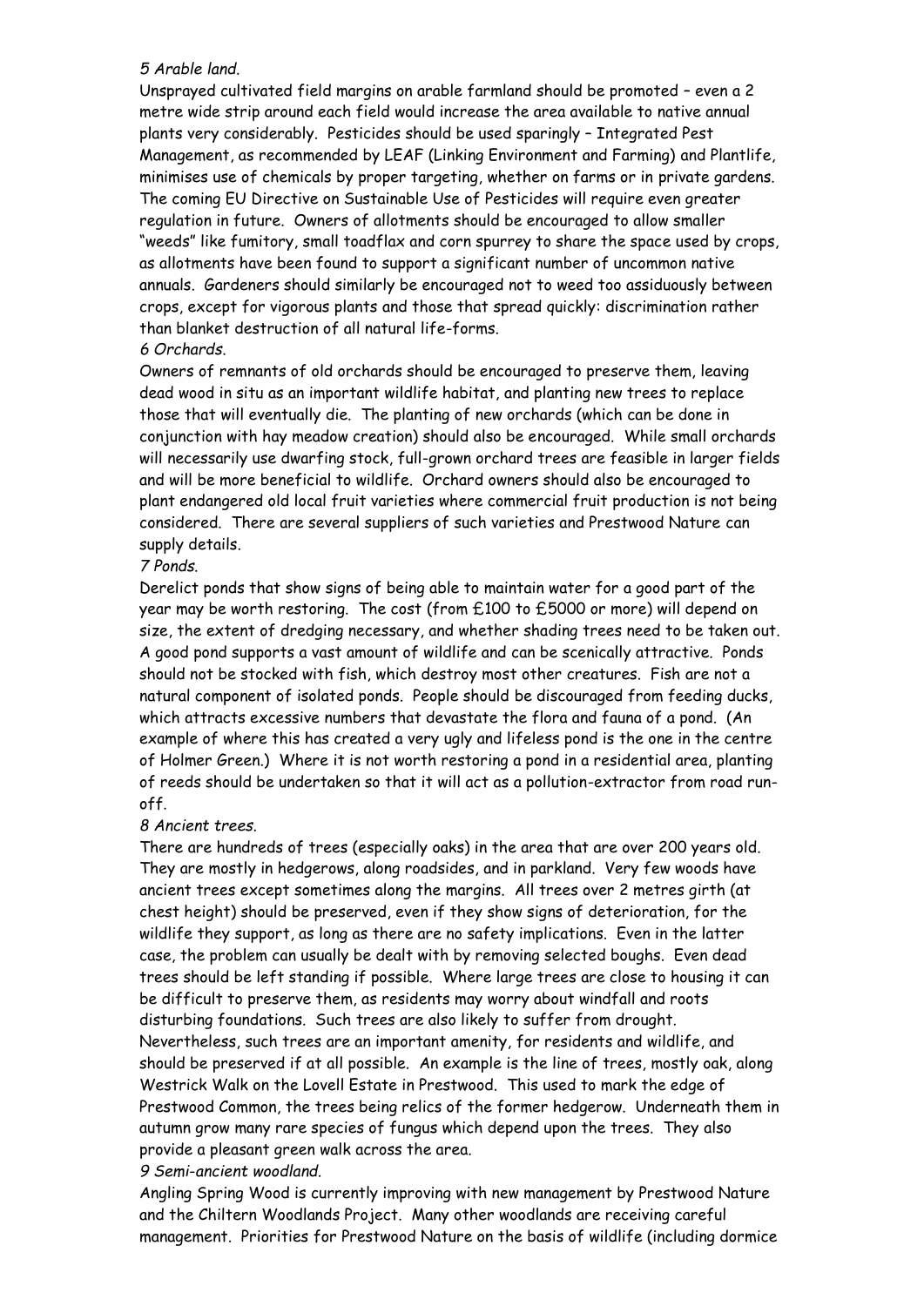*5 Arable land.*

Unsprayed cultivated field margins on arable farmland should be promoted – even a 2 metre wide strip around each field would increase the area available to native annual plants very considerably. Pesticides should be used sparingly – Integrated Pest Management, as recommended by LEAF (Linking Environment and Farming) and Plantlife, minimises use of chemicals by proper targeting, whether on farms or in private gardens. The coming EU Directive on Sustainable Use of Pesticides will require even greater regulation in future. Owners of allotments should be encouraged to allow smaller "weeds" like fumitory, small toadflax and corn spurrey to share the space used by crops, as allotments have been found to support a significant number of uncommon native annuals. Gardeners should similarly be encouraged not to weed too assiduously between crops, except for vigorous plants and those that spread quickly: discrimination rather than blanket destruction of all natural life-forms.

*6 Orchards.*

Owners of remnants of old orchards should be encouraged to preserve them, leaving dead wood in situ as an important wildlife habitat, and planting new trees to replace those that will eventually die. The planting of new orchards (which can be done in conjunction with hay meadow creation) should also be encouraged. While small orchards will necessarily use dwarfing stock, full-grown orchard trees are feasible in larger fields and will be more beneficial to wildlife. Orchard owners should also be encouraged to plant endangered old local fruit varieties where commercial fruit production is not being considered. There are several suppliers of such varieties and Prestwood Nature can supply details.

*7 Ponds.*

Derelict ponds that show signs of being able to maintain water for a good part of the year may be worth restoring. The cost (from £100 to £5000 or more) will depend on size, the extent of dredging necessary, and whether shading trees need to be taken out. A good pond supports a vast amount of wildlife and can be scenically attractive. Ponds should not be stocked with fish, which destroy most other creatures. Fish are not a natural component of isolated ponds. People should be discouraged from feeding ducks, which attracts excessive numbers that devastate the flora and fauna of a pond. (An example of where this has created a very ugly and lifeless pond is the one in the centre of Holmer Green.) Where it is not worth restoring a pond in a residential area, planting of reeds should be undertaken so that it will act as a pollution-extractor from road run-off.

*8 Ancient trees.*

There are hundreds of trees (especially oaks) in the area that are over 200 years old. They are mostly in hedgerows, along roadsides, and in parkland. Very few woods have ancient trees except sometimes along the margins. All trees over 2 metres girth (at chest height) should be preserved, even if they show signs of deterioration, for the wildlife they support, as long as there are no safety implications. Even in the latter case, the problem can usually be dealt with by removing selected boughs. Even dead trees should be left standing if possible. Where large trees are close to housing it can be difficult to preserve them, as residents may worry about windfall and roots disturbing foundations. Such trees are also likely to suffer from drought. Nevertheless, such trees are an important amenity, for residents and wildlife, and should be preserved if at all possible. An example is the line of trees, mostly oak, along Westrick Walk on the Lovell Estate in Prestwood. This used to mark the edge of Prestwood Common, the trees being relics of the former hedgerow. Underneath them in autumn grow many rare species of fungus which depend upon the trees. They also provide a pleasant green walk across the area.

*9 Semi-ancient woodland.*

Angling Spring Wood is currently improving with new management by Prestwood Nature and the Chiltern Woodlands Project. Many other woodlands are receiving careful management. Priorities for Prestwood Nature on the basis of wildlife (including dormice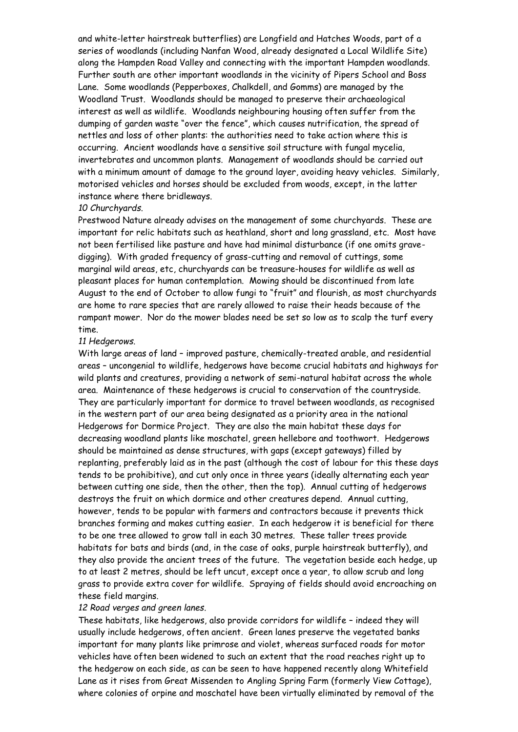and white-letter hairstreak butterflies) are Longfield and Hatches Woods, part of a series of woodlands (including Nanfan Wood, already designated a Local Wildlife Site) along the Hampden Road Valley and connecting with the important Hampden woodlands. Further south are other important woodlands in the vicinity of Pipers School and Boss Lane. Some woodlands (Pepperboxes, Chalkdell, and Gomms) are managed by the Woodland Trust. Woodlands should be managed to preserve their archaeological interest as well as wildlife. Woodlands neighbouring housing often suffer from the dumping of garden waste "over the fence", which causes nutrification, the spread of nettles and loss of other plants: the authorities need to take action where this is occurring. Ancient woodlands have a sensitive soil structure with fungal mycelia, invertebrates and uncommon plants. Management of woodlands should be carried out with a minimum amount of damage to the ground layer, avoiding heavy vehicles. Similarly, motorised vehicles and horses should be excluded from woods, except, in the latter instance where there bridleways.

*10 Churchyards.*

Prestwood Nature already advises on the management of some churchyards. These are important for relic habitats such as heathland, short and long grassland, etc. Most have not been fertilised like pasture and have had minimal disturbance (if one omits grave-digging). With graded frequency of grass-cutting and removal of cuttings, some marginal wild areas, etc, churchyards can be treasure-houses for wildlife as well as pleasant places for human contemplation. Mowing should be discontinued from late August to the end of October to allow fungi to "fruit" and flourish, as most churchyards are home to rare species that are rarely allowed to raise their heads because of the rampant mower. Nor do the mower blades need be set so low as to scalp the turf every time.

*11 Hedgerows.*

With large areas of land – improved pasture, chemically-treated arable, and residential areas – uncongenial to wildlife, hedgerows have become crucial habitats and highways for wild plants and creatures, providing a network of semi-natural habitat across the whole area. Maintenance of these hedgerows is crucial to conservation of the countryside. They are particularly important for dormice to travel between woodlands, as recognised in the western part of our area being designated as a priority area in the national Hedgerows for Dormice Project. They are also the main habitat these days for decreasing woodland plants like moschatel, green hellebore and toothwort. Hedgerows should be maintained as dense structures, with gaps (except gateways) filled by replanting, preferably laid as in the past (although the cost of labour for this these days tends to be prohibitive), and cut only once in three years (ideally alternating each year between cutting one side, then the other, then the top). Annual cutting of hedgerows destroys the fruit on which dormice and other creatures depend. Annual cutting, however, tends to be popular with farmers and contractors because it prevents thick branches forming and makes cutting easier. In each hedgerow it is beneficial for there to be one tree allowed to grow tall in each 30 metres. These taller trees provide habitats for bats and birds (and, in the case of oaks, purple hairstreak butterfly), and they also provide the ancient trees of the future. The vegetation beside each hedge, up to at least 2 metres, should be left uncut, except once a year, to allow scrub and long grass to provide extra cover for wildlife. Spraying of fields should avoid encroaching on these field margins.

*12 Road verges and green lanes.*

These habitats, like hedgerows, also provide corridors for wildlife – indeed they will usually include hedgerows, often ancient. Green lanes preserve the vegetated banks important for many plants like primrose and violet, whereas surfaced roads for motor vehicles have often been widened to such an extent that the road reaches right up to the hedgerow on each side, as can be seen to have happened recently along Whitefield Lane as it rises from Great Missenden to Angling Spring Farm (formerly View Cottage), where colonies of orpine and moschatel have been virtually eliminated by removal of the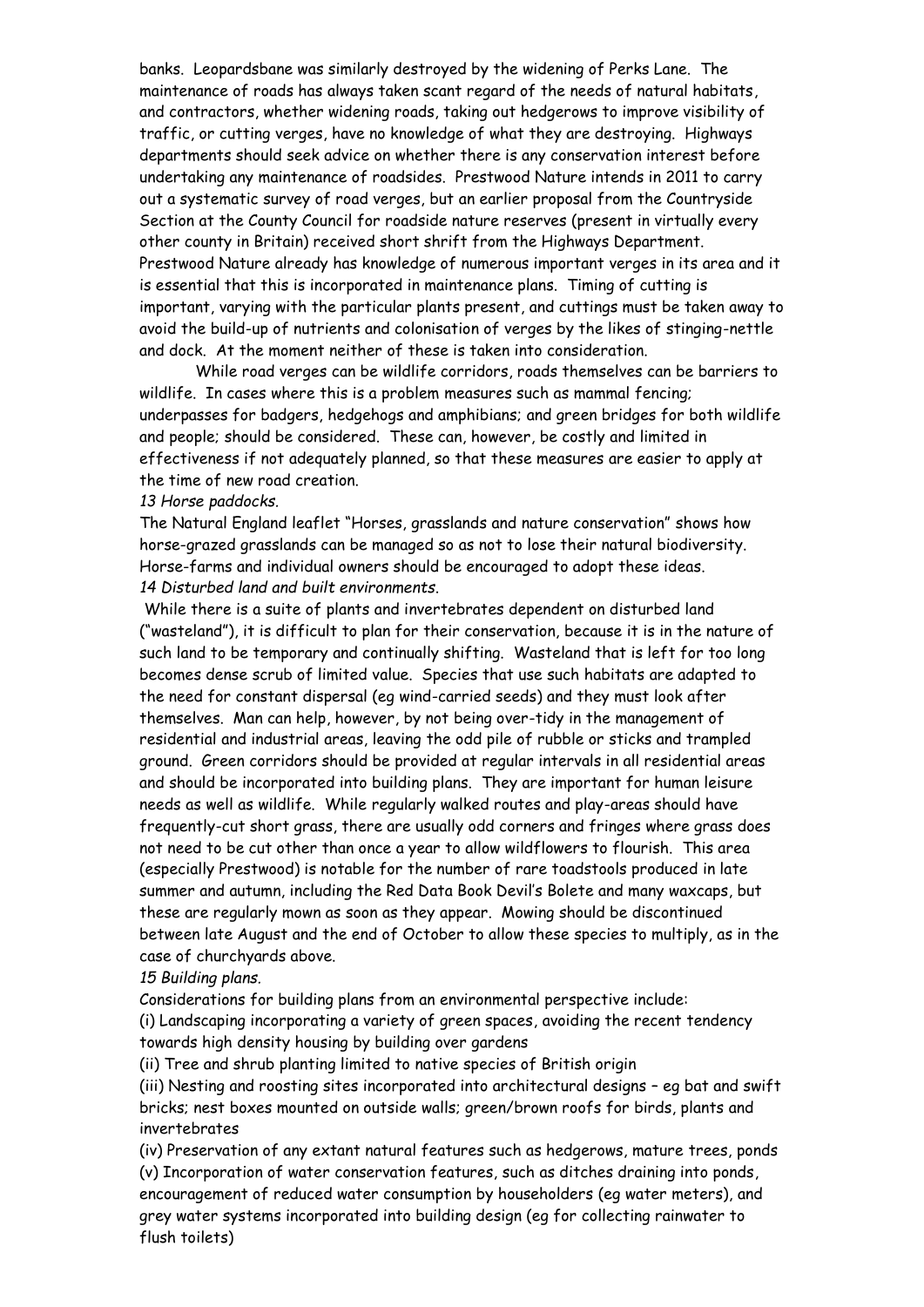banks. Leopardsbane was similarly destroyed by the widening of Perks Lane. The maintenance of roads has always taken scant regard of the needs of natural habitats, and contractors, whether widening roads, taking out hedgerows to improve visibility of traffic, or cutting verges, have no knowledge of what they are destroying. Highways departments should seek advice on whether there is any conservation interest before undertaking any maintenance of roadsides. Prestwood Nature intends in 2011 to carry out a systematic survey of road verges, but an earlier proposal from the Countryside Section at the County Council for roadside nature reserves (present in virtually every other county in Britain) received short shrift from the Highways Department. Prestwood Nature already has knowledge of numerous important verges in its area and it is essential that this is incorporated in maintenance plans. Timing of cutting is important, varying with the particular plants present, and cuttings must be taken away to avoid the build-up of nutrients and colonisation of verges by the likes of stinging-nettle and dock. At the moment neither of these is taken into consideration.

While road verges can be wildlife corridors, roads themselves can be barriers to wildlife. In cases where this is a problem measures such as mammal fencing; underpasses for badgers, hedgehogs and amphibians; and green bridges for both wildlife and people; should be considered. These can, however, be costly and limited in effectiveness if not adequately planned, so that these measures are easier to apply at the time of new road creation.

*13 Horse paddocks.*

The Natural England leaflet "Horses, grasslands and nature conservation" shows how horse-grazed grasslands can be managed so as not to lose their natural biodiversity. Horse-farms and individual owners should be encouraged to adopt these ideas.

*14 Disturbed land and built environments.*

While there is a suite of plants and invertebrates dependent on disturbed land ("wasteland"), it is difficult to plan for their conservation, because it is in the nature of such land to be temporary and continually shifting. Wasteland that is left for too long becomes dense scrub of limited value. Species that use such habitats are adapted to the need for constant dispersal (eg wind-carried seeds) and they must look after themselves. Man can help, however, by not being over-tidy in the management of residential and industrial areas, leaving the odd pile of rubble or sticks and trampled ground. Green corridors should be provided at regular intervals in all residential areas and should be incorporated into building plans. They are important for human leisure needs as well as wildlife. While regularly walked routes and play-areas should have frequently-cut short grass, there are usually odd corners and fringes where grass does not need to be cut other than once a year to allow wildflowers to flourish. This area (especially Prestwood) is notable for the number of rare toadstools produced in late summer and autumn, including the Red Data Book Devil's Bolete and many waxcaps, but these are regularly mown as soon as they appear. Mowing should be discontinued between late August and the end of October to allow these species to multiply, as in the case of churchyards above.

*15 Building plans.*

Considerations for building plans from an environmental perspective include:

(i) Landscaping incorporating a variety of green spaces, avoiding the recent tendency towards high density housing by building over gardens

(ii) Tree and shrub planting limited to native species of British origin

(iii) Nesting and roosting sites incorporated into architectural designs – eg bat and swift bricks; nest boxes mounted on outside walls; green/brown roofs for birds, plants and invertebrates

(iv) Preservation of any extant natural features such as hedgerows, mature trees, ponds

(v) Incorporation of water conservation features, such as ditches draining into ponds, encouragement of reduced water consumption by householders (eg water meters), and grey water systems incorporated into building design (eg for collecting rainwater to flush toilets)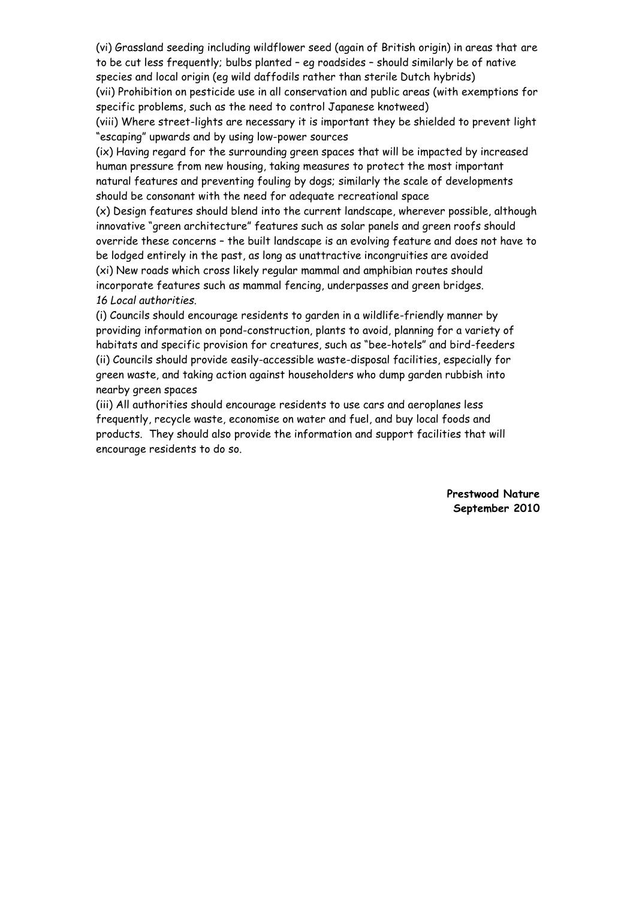(vi) Grassland seeding including wildflower seed (again of British origin) in areas that are to be cut less frequently; bulbs planted – eg roadsides – should similarly be of native species and local origin (eg wild daffodils rather than sterile Dutch hybrids)

(vii) Prohibition on pesticide use in all conservation and public areas (with exemptions for specific problems, such as the need to control Japanese knotweed)

(viii) Where street-lights are necessary it is important they be shielded to prevent light "escaping" upwards and by using low-power sources

(ix) Having regard for the surrounding green spaces that will be impacted by increased human pressure from new housing, taking measures to protect the most important natural features and preventing fouling by dogs; similarly the scale of developments should be consonant with the need for adequate recreational space

(x) Design features should blend into the current landscape, wherever possible, although innovative "green architecture" features such as solar panels and green roofs should override these concerns – the built landscape is an evolving feature and does not have to be lodged entirely in the past, as long as unattractive incongruities are avoided

(xi) New roads which cross likely regular mammal and amphibian routes should incorporate features such as mammal fencing, underpasses and green bridges.

*16 Local authorities.*

(i) Councils should encourage residents to garden in a wildlife-friendly manner by providing information on pond-construction, plants to avoid, planning for a variety of habitats and specific provision for creatures, such as "bee-hotels" and bird-feeders

(ii) Councils should provide easily-accessible waste-disposal facilities, especially for green waste, and taking action against householders who dump garden rubbish into nearby green spaces

(iii) All authorities should encourage residents to use cars and aeroplanes less frequently, recycle waste, economise on water and fuel, and buy local foods and products. They should also provide the information and support facilities that will encourage residents to do so.

**Prestwood Nature**
**September 2010**